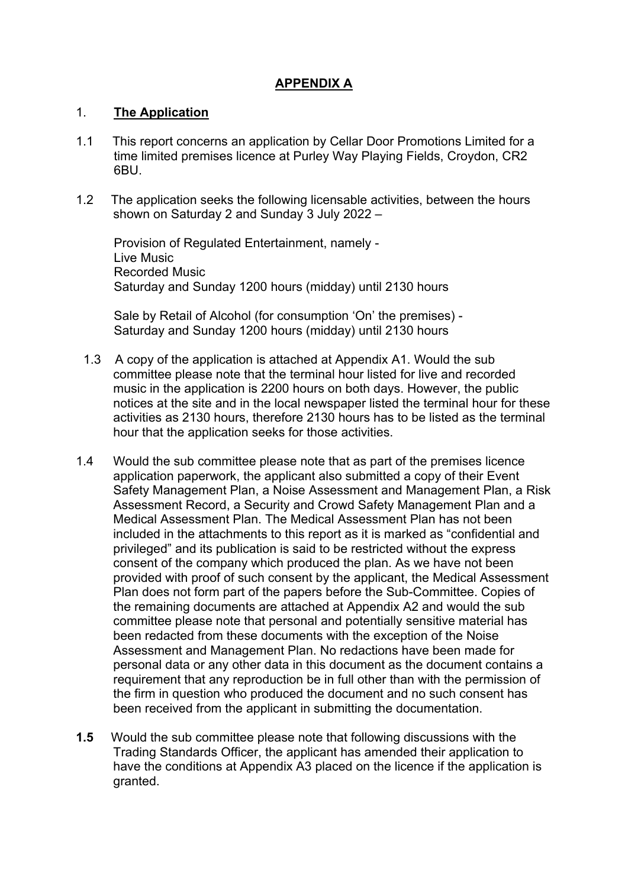# APPENDIX A

## 1. The Application

1.1 This report concerns an application by Cellar Door Promotions Limited for a time limited premises licence at Purley Way Playing Fields, Croydon, CR2 6BU.

1.2 The application seeks the following licensable activities, between the hours shown on Saturday 2 and Sunday 3 July 2022 –

Provision of Regulated Entertainment, namely -
Live Music
Recorded Music
Saturday and Sunday 1200 hours (midday) until 2130 hours

Sale by Retail of Alcohol (for consumption 'On' the premises) -
Saturday and Sunday 1200 hours (midday) until 2130 hours

1.3 A copy of the application is attached at Appendix A1. Would the sub committee please note that the terminal hour listed for live and recorded music in the application is 2200 hours on both days. However, the public notices at the site and in the local newspaper listed the terminal hour for these activities as 2130 hours, therefore 2130 hours has to be listed as the terminal hour that the application seeks for those activities.

1.4 Would the sub committee please note that as part of the premises licence application paperwork, the applicant also submitted a copy of their Event Safety Management Plan, a Noise Assessment and Management Plan, a Risk Assessment Record, a Security and Crowd Safety Management Plan and a Medical Assessment Plan. The Medical Assessment Plan has not been included in the attachments to this report as it is marked as "confidential and privileged" and its publication is said to be restricted without the express consent of the company which produced the plan. As we have not been provided with proof of such consent by the applicant, the Medical Assessment Plan does not form part of the papers before the Sub-Committee. Copies of the remaining documents are attached at Appendix A2 and would the sub committee please note that personal and potentially sensitive material has been redacted from these documents with the exception of the Noise Assessment and Management Plan. No redactions have been made for personal data or any other data in this document as the document contains a requirement that any reproduction be in full other than with the permission of the firm in question who produced the document and no such consent has been received from the applicant in submitting the documentation.

**1.5** Would the sub committee please note that following discussions with the Trading Standards Officer, the applicant has amended their application to have the conditions at Appendix A3 placed on the licence if the application is granted.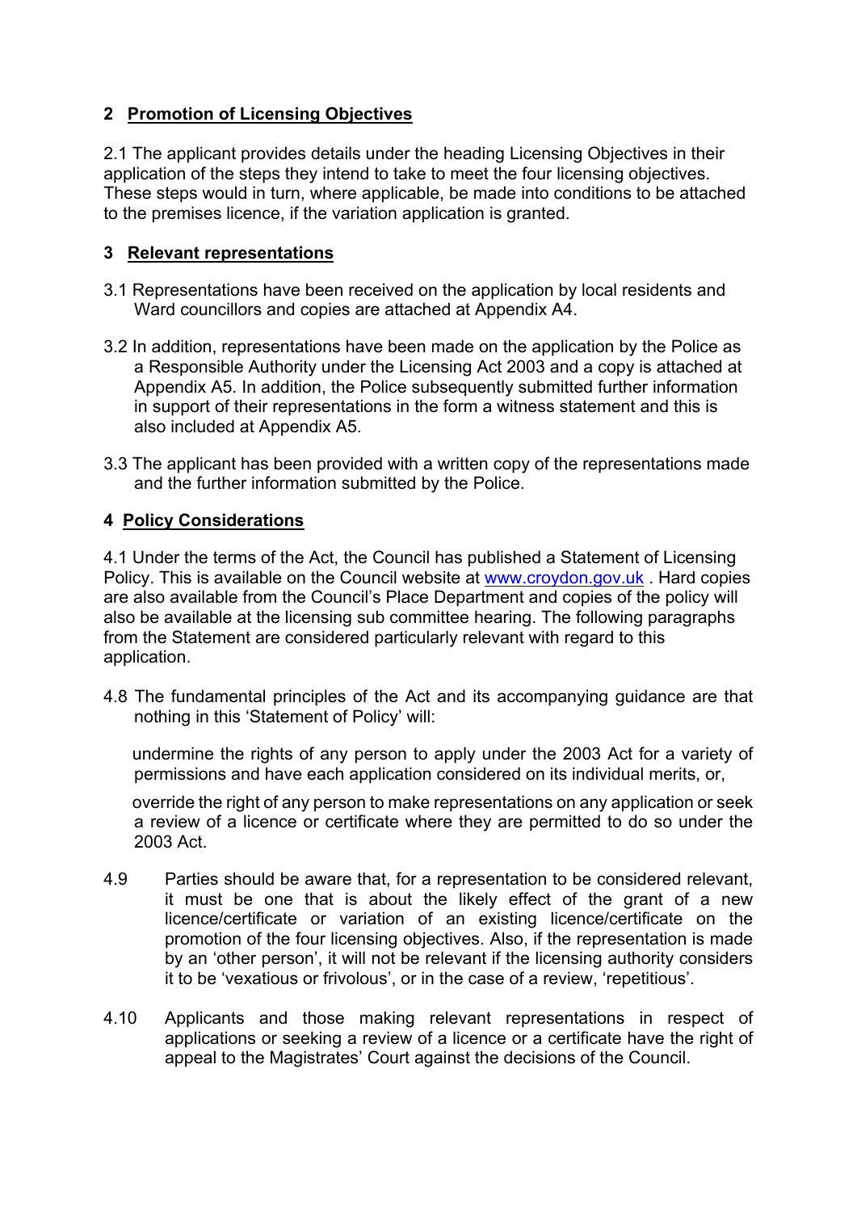## 2 Promotion of Licensing Objectives

2.1 The applicant provides details under the heading Licensing Objectives in their application of the steps they intend to take to meet the four licensing objectives. These steps would in turn, where applicable, be made into conditions to be attached to the premises licence, if the variation application is granted.

## 3 Relevant representations

3.1 Representations have been received on the application by local residents and Ward councillors and copies are attached at Appendix A4.

3.2 In addition, representations have been made on the application by the Police as a Responsible Authority under the Licensing Act 2003 and a copy is attached at Appendix A5. In addition, the Police subsequently submitted further information in support of their representations in the form a witness statement and this is also included at Appendix A5.

3.3 The applicant has been provided with a written copy of the representations made and the further information submitted by the Police.

## 4 Policy Considerations

4.1 Under the terms of the Act, the Council has published a Statement of Licensing Policy. This is available on the Council website at [www.croydon.gov.uk](http://www.croydon.gov.uk) . Hard copies are also available from the Council's Place Department and copies of the policy will also be available at the licensing sub committee hearing. The following paragraphs from the Statement are considered particularly relevant with regard to this application.

4.8 The fundamental principles of the Act and its accompanying guidance are that nothing in this 'Statement of Policy' will:

undermine the rights of any person to apply under the 2003 Act for a variety of permissions and have each application considered on its individual merits, or,

override the right of any person to make representations on any application or seek a review of a licence or certificate where they are permitted to do so under the 2003 Act.

4.9 Parties should be aware that, for a representation to be considered relevant, it must be one that is about the likely effect of the grant of a new licence/certificate or variation of an existing licence/certificate on the promotion of the four licensing objectives. Also, if the representation is made by an 'other person', it will not be relevant if the licensing authority considers it to be 'vexatious or frivolous', or in the case of a review, 'repetitious'.

4.10 Applicants and those making relevant representations in respect of applications or seeking a review of a licence or a certificate have the right of appeal to the Magistrates' Court against the decisions of the Council.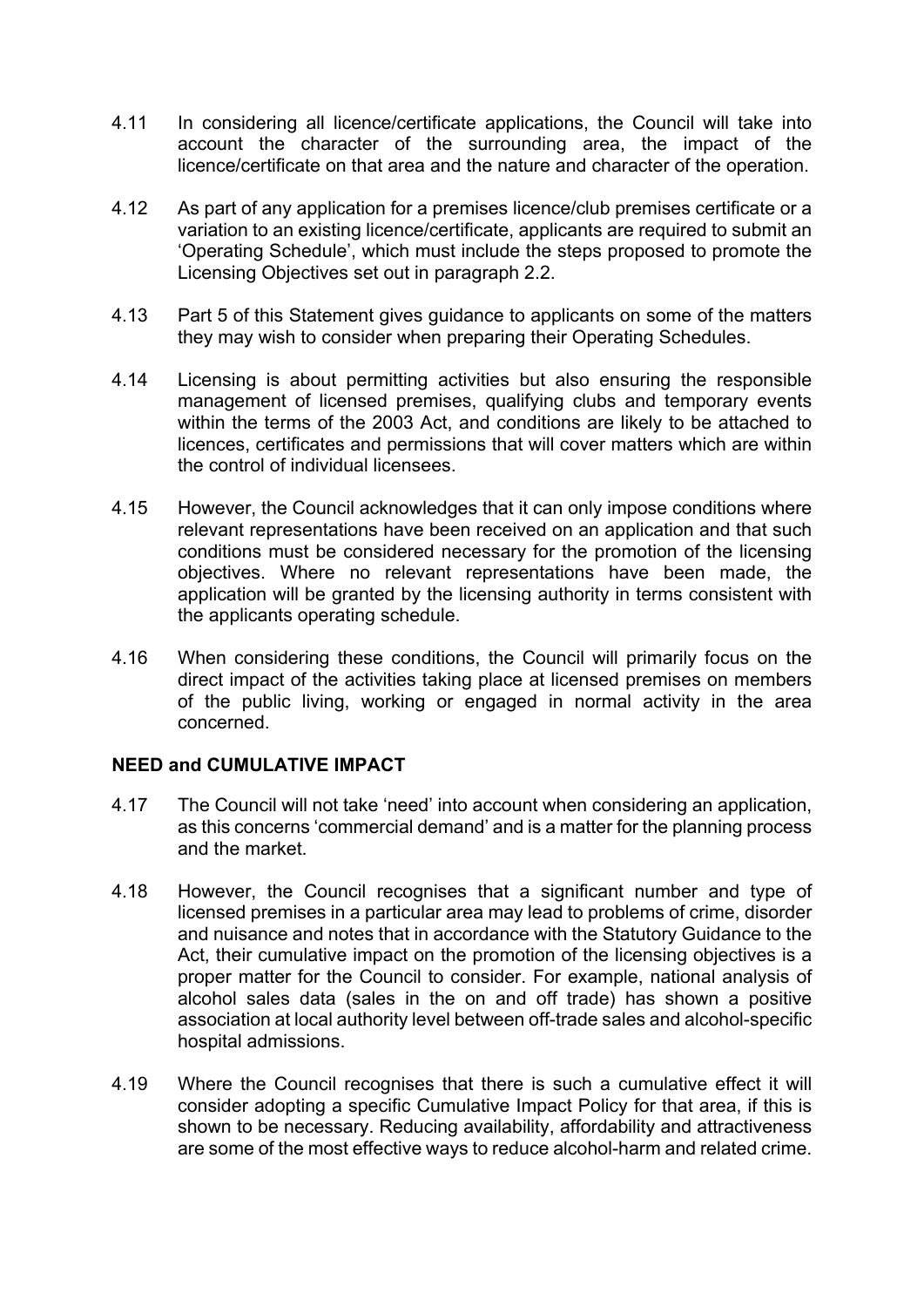4.11 In considering all licence/certificate applications, the Council will take into account the character of the surrounding area, the impact of the licence/certificate on that area and the nature and character of the operation.

4.12 As part of any application for a premises licence/club premises certificate or a variation to an existing licence/certificate, applicants are required to submit an 'Operating Schedule', which must include the steps proposed to promote the Licensing Objectives set out in paragraph 2.2.

4.13 Part 5 of this Statement gives guidance to applicants on some of the matters they may wish to consider when preparing their Operating Schedules.

4.14 Licensing is about permitting activities but also ensuring the responsible management of licensed premises, qualifying clubs and temporary events within the terms of the 2003 Act, and conditions are likely to be attached to licences, certificates and permissions that will cover matters which are within the control of individual licensees.

4.15 However, the Council acknowledges that it can only impose conditions where relevant representations have been received on an application and that such conditions must be considered necessary for the promotion of the licensing objectives. Where no relevant representations have been made, the application will be granted by the licensing authority in terms consistent with the applicants operating schedule.

4.16 When considering these conditions, the Council will primarily focus on the direct impact of the activities taking place at licensed premises on members of the public living, working or engaged in normal activity in the area concerned.

**NEED and CUMULATIVE IMPACT**

4.17 The Council will not take 'need' into account when considering an application, as this concerns 'commercial demand' and is a matter for the planning process and the market.

4.18 However, the Council recognises that a significant number and type of licensed premises in a particular area may lead to problems of crime, disorder and nuisance and notes that in accordance with the Statutory Guidance to the Act, their cumulative impact on the promotion of the licensing objectives is a proper matter for the Council to consider. For example, national analysis of alcohol sales data (sales in the on and off trade) has shown a positive association at local authority level between off-trade sales and alcohol-specific hospital admissions.

4.19 Where the Council recognises that there is such a cumulative effect it will consider adopting a specific Cumulative Impact Policy for that area, if this is shown to be necessary. Reducing availability, affordability and attractiveness are some of the most effective ways to reduce alcohol-harm and related crime.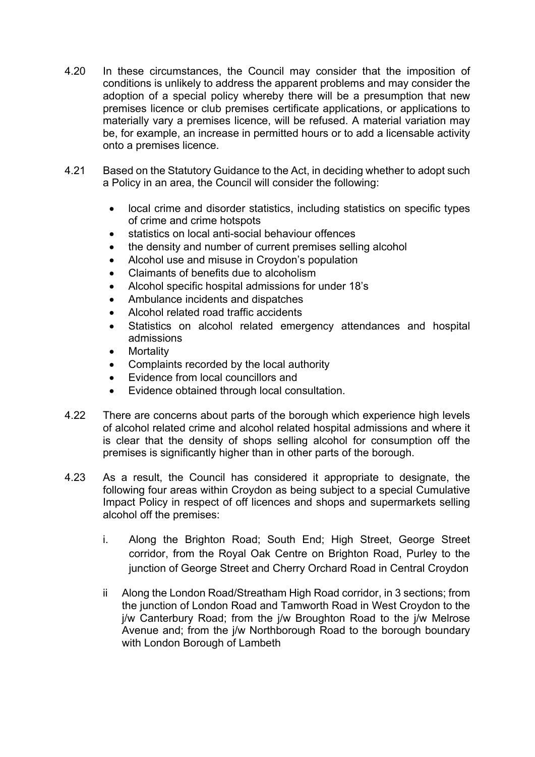4.20 In these circumstances, the Council may consider that the imposition of conditions is unlikely to address the apparent problems and may consider the adoption of a special policy whereby there will be a presumption that new premises licence or club premises certificate applications, or applications to materially vary a premises licence, will be refused. A material variation may be, for example, an increase in permitted hours or to add a licensable activity onto a premises licence.

4.21 Based on the Statutory Guidance to the Act, in deciding whether to adopt such a Policy in an area, the Council will consider the following:

- local crime and disorder statistics, including statistics on specific types of crime and crime hotspots
- statistics on local anti-social behaviour offences
- the density and number of current premises selling alcohol
- Alcohol use and misuse in Croydon's population
- Claimants of benefits due to alcoholism
- Alcohol specific hospital admissions for under 18's
- Ambulance incidents and dispatches
- Alcohol related road traffic accidents
- Statistics on alcohol related emergency attendances and hospital admissions
- Mortality
- Complaints recorded by the local authority
- Evidence from local councillors and
- Evidence obtained through local consultation.

4.22 There are concerns about parts of the borough which experience high levels of alcohol related crime and alcohol related hospital admissions and where it is clear that the density of shops selling alcohol for consumption off the premises is significantly higher than in other parts of the borough.

4.23 As a result, the Council has considered it appropriate to designate, the following four areas within Croydon as being subject to a special Cumulative Impact Policy in respect of off licences and shops and supermarkets selling alcohol off the premises:

i. Along the Brighton Road; South End; High Street, George Street corridor, from the Royal Oak Centre on Brighton Road, Purley to the junction of George Street and Cherry Orchard Road in Central Croydon

ii Along the London Road/Streatham High Road corridor, in 3 sections; from the junction of London Road and Tamworth Road in West Croydon to the j/w Canterbury Road; from the j/w Broughton Road to the j/w Melrose Avenue and; from the j/w Northborough Road to the borough boundary with London Borough of Lambeth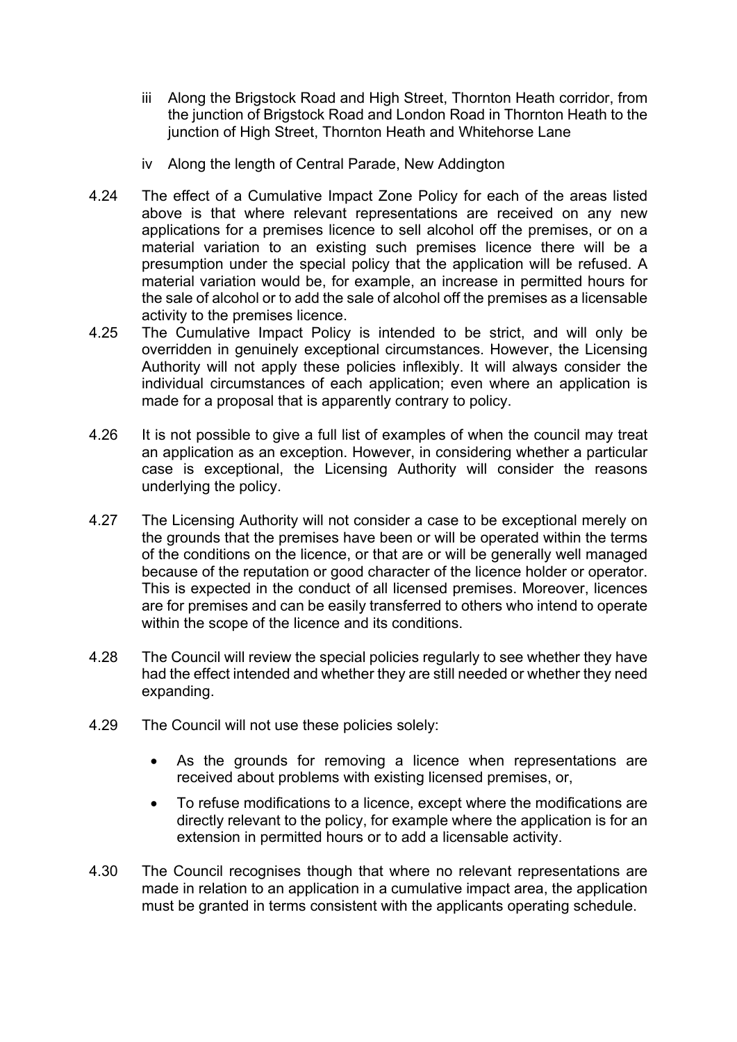iii Along the Brigstock Road and High Street, Thornton Heath corridor, from the junction of Brigstock Road and London Road in Thornton Heath to the junction of High Street, Thornton Heath and Whitehorse Lane

iv Along the length of Central Parade, New Addington

4.24 The effect of a Cumulative Impact Zone Policy for each of the areas listed above is that where relevant representations are received on any new applications for a premises licence to sell alcohol off the premises, or on a material variation to an existing such premises licence there will be a presumption under the special policy that the application will be refused. A material variation would be, for example, an increase in permitted hours for the sale of alcohol or to add the sale of alcohol off the premises as a licensable activity to the premises licence.

4.25 The Cumulative Impact Policy is intended to be strict, and will only be overridden in genuinely exceptional circumstances. However, the Licensing Authority will not apply these policies inflexibly. It will always consider the individual circumstances of each application; even where an application is made for a proposal that is apparently contrary to policy.

4.26 It is not possible to give a full list of examples of when the council may treat an application as an exception. However, in considering whether a particular case is exceptional, the Licensing Authority will consider the reasons underlying the policy.

4.27 The Licensing Authority will not consider a case to be exceptional merely on the grounds that the premises have been or will be operated within the terms of the conditions on the licence, or that are or will be generally well managed because of the reputation or good character of the licence holder or operator. This is expected in the conduct of all licensed premises. Moreover, licences are for premises and can be easily transferred to others who intend to operate within the scope of the licence and its conditions.

4.28 The Council will review the special policies regularly to see whether they have had the effect intended and whether they are still needed or whether they need expanding.

4.29 The Council will not use these policies solely:

- As the grounds for removing a licence when representations are received about problems with existing licensed premises, or,
- To refuse modifications to a licence, except where the modifications are directly relevant to the policy, for example where the application is for an extension in permitted hours or to add a licensable activity.

4.30 The Council recognises though that where no relevant representations are made in relation to an application in a cumulative impact area, the application must be granted in terms consistent with the applicants operating schedule.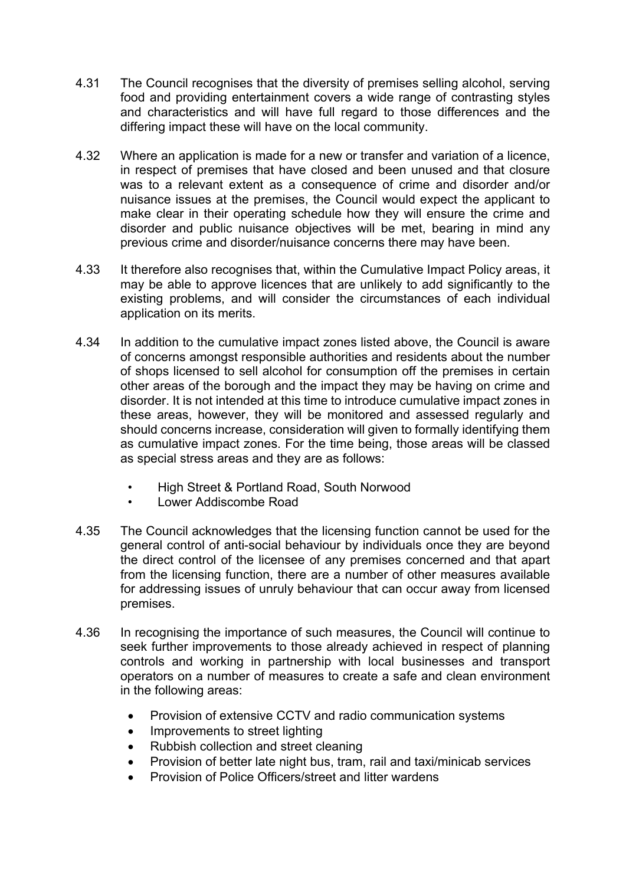4.31 The Council recognises that the diversity of premises selling alcohol, serving food and providing entertainment covers a wide range of contrasting styles and characteristics and will have full regard to those differences and the differing impact these will have on the local community.

4.32 Where an application is made for a new or transfer and variation of a licence, in respect of premises that have closed and been unused and that closure was to a relevant extent as a consequence of crime and disorder and/or nuisance issues at the premises, the Council would expect the applicant to make clear in their operating schedule how they will ensure the crime and disorder and public nuisance objectives will be met, bearing in mind any previous crime and disorder/nuisance concerns there may have been.

4.33 It therefore also recognises that, within the Cumulative Impact Policy areas, it may be able to approve licences that are unlikely to add significantly to the existing problems, and will consider the circumstances of each individual application on its merits.

4.34 In addition to the cumulative impact zones listed above, the Council is aware of concerns amongst responsible authorities and residents about the number of shops licensed to sell alcohol for consumption off the premises in certain other areas of the borough and the impact they may be having on crime and disorder. It is not intended at this time to introduce cumulative impact zones in these areas, however, they will be monitored and assessed regularly and should concerns increase, consideration will given to formally identifying them as cumulative impact zones. For the time being, those areas will be classed as special stress areas and they are as follows:

- High Street & Portland Road, South Norwood
- Lower Addiscombe Road

4.35 The Council acknowledges that the licensing function cannot be used for the general control of anti-social behaviour by individuals once they are beyond the direct control of the licensee of any premises concerned and that apart from the licensing function, there are a number of other measures available for addressing issues of unruly behaviour that can occur away from licensed premises.

4.36 In recognising the importance of such measures, the Council will continue to seek further improvements to those already achieved in respect of planning controls and working in partnership with local businesses and transport operators on a number of measures to create a safe and clean environment in the following areas:

- Provision of extensive CCTV and radio communication systems
- Improvements to street lighting
- Rubbish collection and street cleaning
- Provision of better late night bus, tram, rail and taxi/minicab services
- Provision of Police Officers/street and litter wardens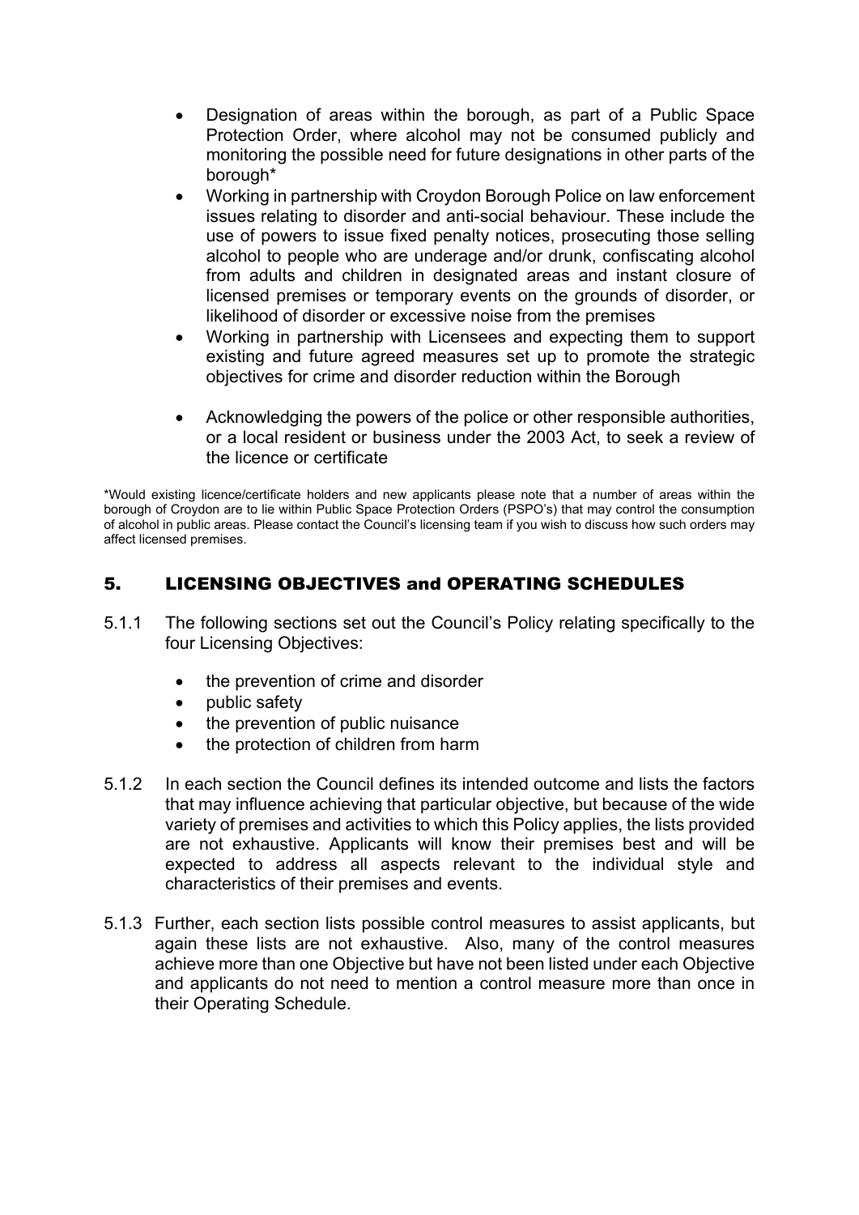- Designation of areas within the borough, as part of a Public Space Protection Order, where alcohol may not be consumed publicly and monitoring the possible need for future designations in other parts of the borough*
- Working in partnership with Croydon Borough Police on law enforcement issues relating to disorder and anti-social behaviour. These include the use of powers to issue fixed penalty notices, prosecuting those selling alcohol to people who are underage and/or drunk, confiscating alcohol from adults and children in designated areas and instant closure of licensed premises or temporary events on the grounds of disorder, or likelihood of disorder or excessive noise from the premises
- Working in partnership with Licensees and expecting them to support existing and future agreed measures set up to promote the strategic objectives for crime and disorder reduction within the Borough
- Acknowledging the powers of the police or other responsible authorities, or a local resident or business under the 2003 Act, to seek a review of the licence or certificate

*Would existing licence/certificate holders and new applicants please note that a number of areas within the borough of Croydon are to lie within Public Space Protection Orders (PSPO's) that may control the consumption of alcohol in public areas. Please contact the Council's licensing team if you wish to discuss how such orders may affect licensed premises.

## 5. LICENSING OBJECTIVES and OPERATING SCHEDULES

5.1.1 The following sections set out the Council's Policy relating specifically to the four Licensing Objectives:

- the prevention of crime and disorder
- public safety
- the prevention of public nuisance
- the protection of children from harm

5.1.2 In each section the Council defines its intended outcome and lists the factors that may influence achieving that particular objective, but because of the wide variety of premises and activities to which this Policy applies, the lists provided are not exhaustive. Applicants will know their premises best and will be expected to address all aspects relevant to the individual style and characteristics of their premises and events.

5.1.3 Further, each section lists possible control measures to assist applicants, but again these lists are not exhaustive. Also, many of the control measures achieve more than one Objective but have not been listed under each Objective and applicants do not need to mention a control measure more than once in their Operating Schedule.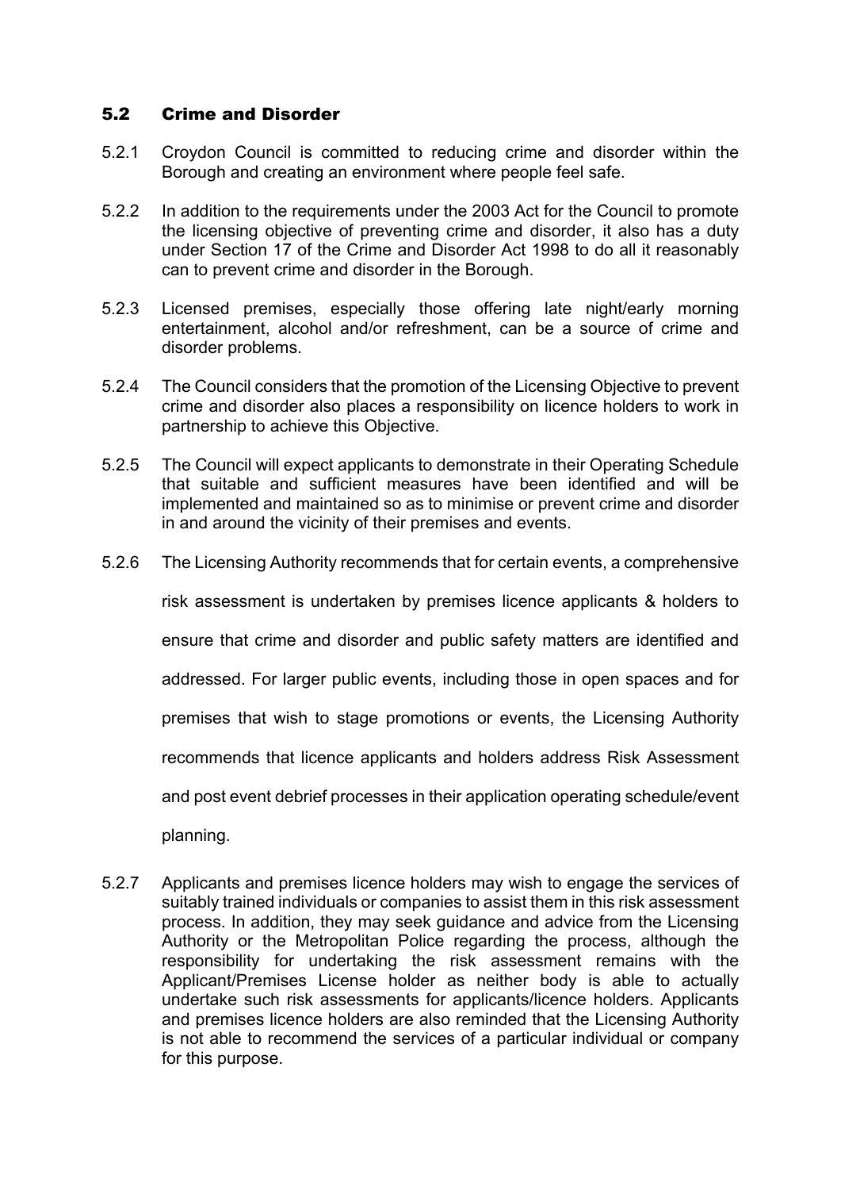### 5.2 Crime and Disorder

5.2.1 Croydon Council is committed to reducing crime and disorder within the Borough and creating an environment where people feel safe.

5.2.2 In addition to the requirements under the 2003 Act for the Council to promote the licensing objective of preventing crime and disorder, it also has a duty under Section 17 of the Crime and Disorder Act 1998 to do all it reasonably can to prevent crime and disorder in the Borough.

5.2.3 Licensed premises, especially those offering late night/early morning entertainment, alcohol and/or refreshment, can be a source of crime and disorder problems.

5.2.4 The Council considers that the promotion of the Licensing Objective to prevent crime and disorder also places a responsibility on licence holders to work in partnership to achieve this Objective.

5.2.5 The Council will expect applicants to demonstrate in their Operating Schedule that suitable and sufficient measures have been identified and will be implemented and maintained so as to minimise or prevent crime and disorder in and around the vicinity of their premises and events.

5.2.6 The Licensing Authority recommends that for certain events, a comprehensive risk assessment is undertaken by premises licence applicants & holders to ensure that crime and disorder and public safety matters are identified and addressed. For larger public events, including those in open spaces and for premises that wish to stage promotions or events, the Licensing Authority recommends that licence applicants and holders address Risk Assessment and post event debrief processes in their application operating schedule/event planning.

5.2.7 Applicants and premises licence holders may wish to engage the services of suitably trained individuals or companies to assist them in this risk assessment process. In addition, they may seek guidance and advice from the Licensing Authority or the Metropolitan Police regarding the process, although the responsibility for undertaking the risk assessment remains with the Applicant/Premises License holder as neither body is able to actually undertake such risk assessments for applicants/licence holders. Applicants and premises licence holders are also reminded that the Licensing Authority is not able to recommend the services of a particular individual or company for this purpose.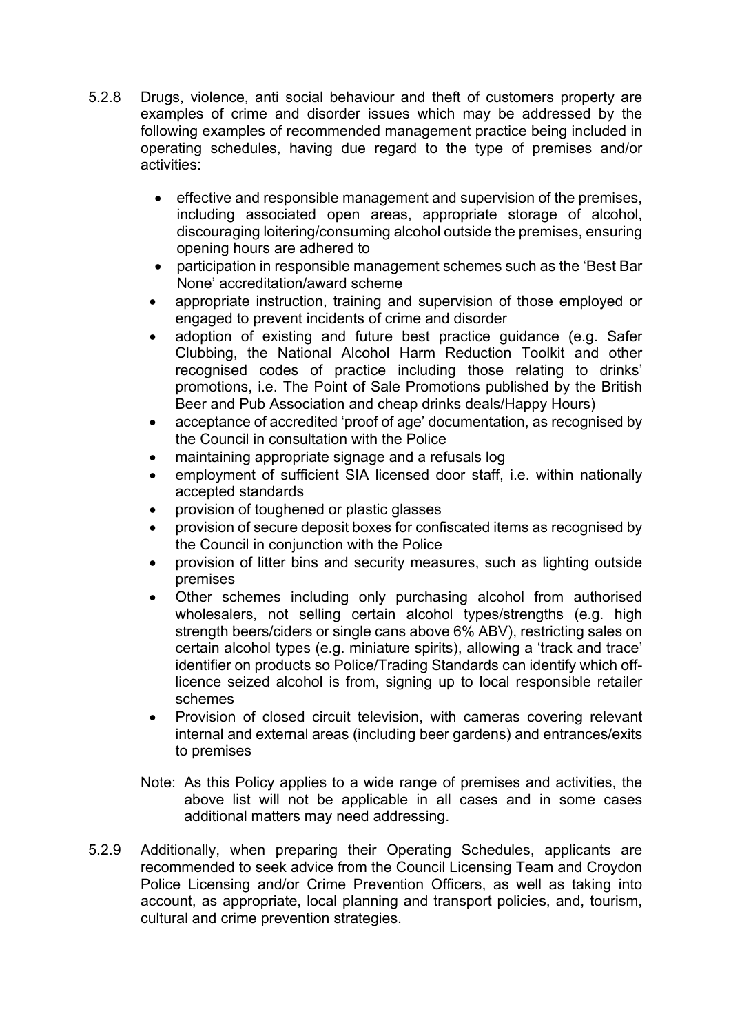5.2.8 Drugs, violence, anti social behaviour and theft of customers property are examples of crime and disorder issues which may be addressed by the following examples of recommended management practice being included in operating schedules, having due regard to the type of premises and/or activities:

- effective and responsible management and supervision of the premises, including associated open areas, appropriate storage of alcohol, discouraging loitering/consuming alcohol outside the premises, ensuring opening hours are adhered to
- participation in responsible management schemes such as the 'Best Bar None' accreditation/award scheme
- appropriate instruction, training and supervision of those employed or engaged to prevent incidents of crime and disorder
- adoption of existing and future best practice guidance (e.g. Safer Clubbing, the National Alcohol Harm Reduction Toolkit and other recognised codes of practice including those relating to drinks' promotions, i.e. The Point of Sale Promotions published by the British Beer and Pub Association and cheap drinks deals/Happy Hours)
- acceptance of accredited 'proof of age' documentation, as recognised by the Council in consultation with the Police
- maintaining appropriate signage and a refusals log
- employment of sufficient SIA licensed door staff, i.e. within nationally accepted standards
- provision of toughened or plastic glasses
- provision of secure deposit boxes for confiscated items as recognised by the Council in conjunction with the Police
- provision of litter bins and security measures, such as lighting outside premises
- Other schemes including only purchasing alcohol from authorised wholesalers, not selling certain alcohol types/strengths (e.g. high strength beers/ciders or single cans above 6% ABV), restricting sales on certain alcohol types (e.g. miniature spirits), allowing a 'track and trace' identifier on products so Police/Trading Standards can identify which off-licence seized alcohol is from, signing up to local responsible retailer schemes
- Provision of closed circuit television, with cameras covering relevant internal and external areas (including beer gardens) and entrances/exits to premises

Note: As this Policy applies to a wide range of premises and activities, the above list will not be applicable in all cases and in some cases additional matters may need addressing.

5.2.9 Additionally, when preparing their Operating Schedules, applicants are recommended to seek advice from the Council Licensing Team and Croydon Police Licensing and/or Crime Prevention Officers, as well as taking into account, as appropriate, local planning and transport policies, and, tourism, cultural and crime prevention strategies.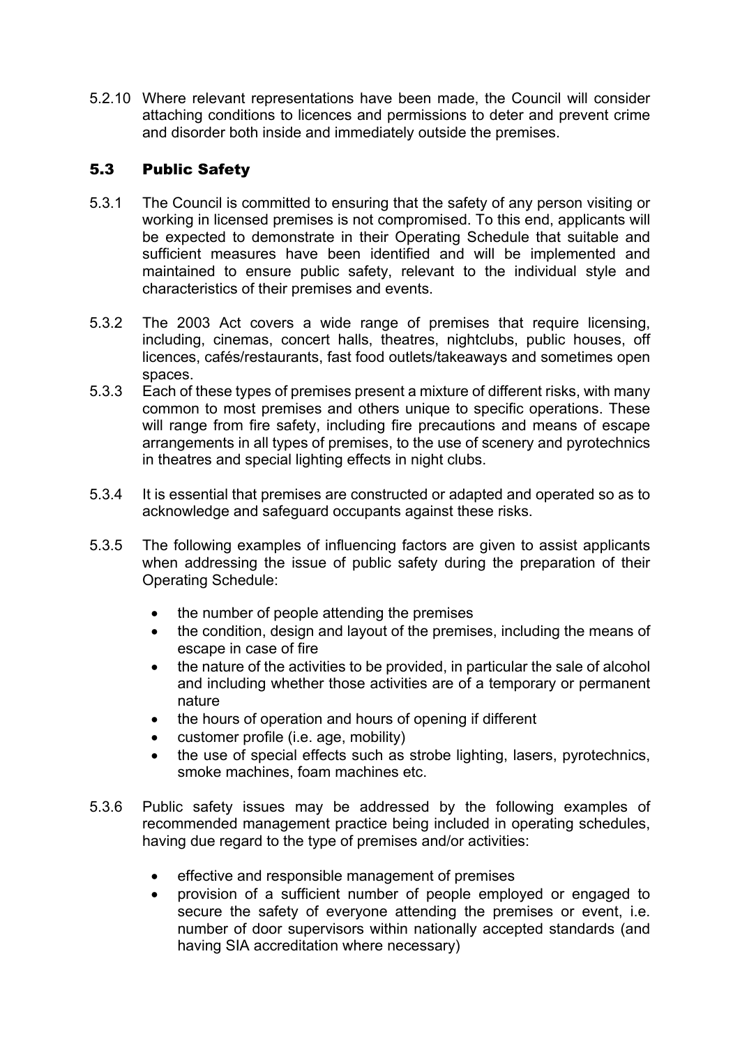5.2.10 Where relevant representations have been made, the Council will consider attaching conditions to licences and permissions to deter and prevent crime and disorder both inside and immediately outside the premises.

## 5.3 Public Safety

5.3.1 The Council is committed to ensuring that the safety of any person visiting or working in licensed premises is not compromised. To this end, applicants will be expected to demonstrate in their Operating Schedule that suitable and sufficient measures have been identified and will be implemented and maintained to ensure public safety, relevant to the individual style and characteristics of their premises and events.

5.3.2 The 2003 Act covers a wide range of premises that require licensing, including, cinemas, concert halls, theatres, nightclubs, public houses, off licences, cafés/restaurants, fast food outlets/takeaways and sometimes open spaces.

5.3.3 Each of these types of premises present a mixture of different risks, with many common to most premises and others unique to specific operations. These will range from fire safety, including fire precautions and means of escape arrangements in all types of premises, to the use of scenery and pyrotechnics in theatres and special lighting effects in night clubs.

5.3.4 It is essential that premises are constructed or adapted and operated so as to acknowledge and safeguard occupants against these risks.

5.3.5 The following examples of influencing factors are given to assist applicants when addressing the issue of public safety during the preparation of their Operating Schedule:

- the number of people attending the premises
- the condition, design and layout of the premises, including the means of escape in case of fire
- the nature of the activities to be provided, in particular the sale of alcohol and including whether those activities are of a temporary or permanent nature
- the hours of operation and hours of opening if different
- customer profile (i.e. age, mobility)
- the use of special effects such as strobe lighting, lasers, pyrotechnics, smoke machines, foam machines etc.

5.3.6 Public safety issues may be addressed by the following examples of recommended management practice being included in operating schedules, having due regard to the type of premises and/or activities:

- effective and responsible management of premises
- provision of a sufficient number of people employed or engaged to secure the safety of everyone attending the premises or event, i.e. number of door supervisors within nationally accepted standards (and having SIA accreditation where necessary)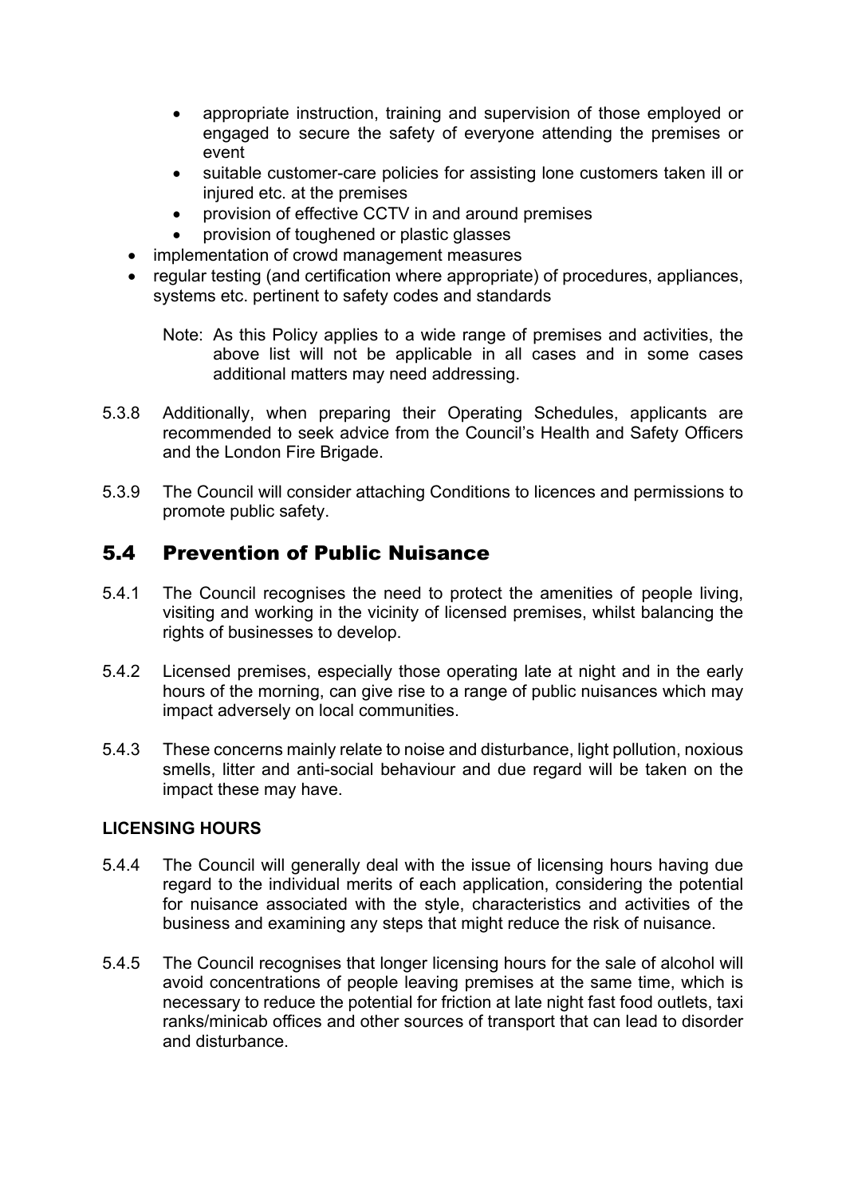- appropriate instruction, training and supervision of those employed or engaged to secure the safety of everyone attending the premises or event
  - suitable customer-care policies for assisting lone customers taken ill or injured etc. at the premises
  - provision of effective CCTV in and around premises
  - provision of toughened or plastic glasses
- implementation of crowd management measures
- regular testing (and certification where appropriate) of procedures, appliances, systems etc. pertinent to safety codes and standards

  Note: As this Policy applies to a wide range of premises and activities, the above list will not be applicable in all cases and in some cases additional matters may need addressing.

5.3.8 Additionally, when preparing their Operating Schedules, applicants are recommended to seek advice from the Council's Health and Safety Officers and the London Fire Brigade.

5.3.9 The Council will consider attaching Conditions to licences and permissions to promote public safety.

## 5.4 Prevention of Public Nuisance

5.4.1 The Council recognises the need to protect the amenities of people living, visiting and working in the vicinity of licensed premises, whilst balancing the rights of businesses to develop.

5.4.2 Licensed premises, especially those operating late at night and in the early hours of the morning, can give rise to a range of public nuisances which may impact adversely on local communities.

5.4.3 These concerns mainly relate to noise and disturbance, light pollution, noxious smells, litter and anti-social behaviour and due regard will be taken on the impact these may have.

**LICENSING HOURS**

5.4.4 The Council will generally deal with the issue of licensing hours having due regard to the individual merits of each application, considering the potential for nuisance associated with the style, characteristics and activities of the business and examining any steps that might reduce the risk of nuisance.

5.4.5 The Council recognises that longer licensing hours for the sale of alcohol will avoid concentrations of people leaving premises at the same time, which is necessary to reduce the potential for friction at late night fast food outlets, taxi ranks/minicab offices and other sources of transport that can lead to disorder and disturbance.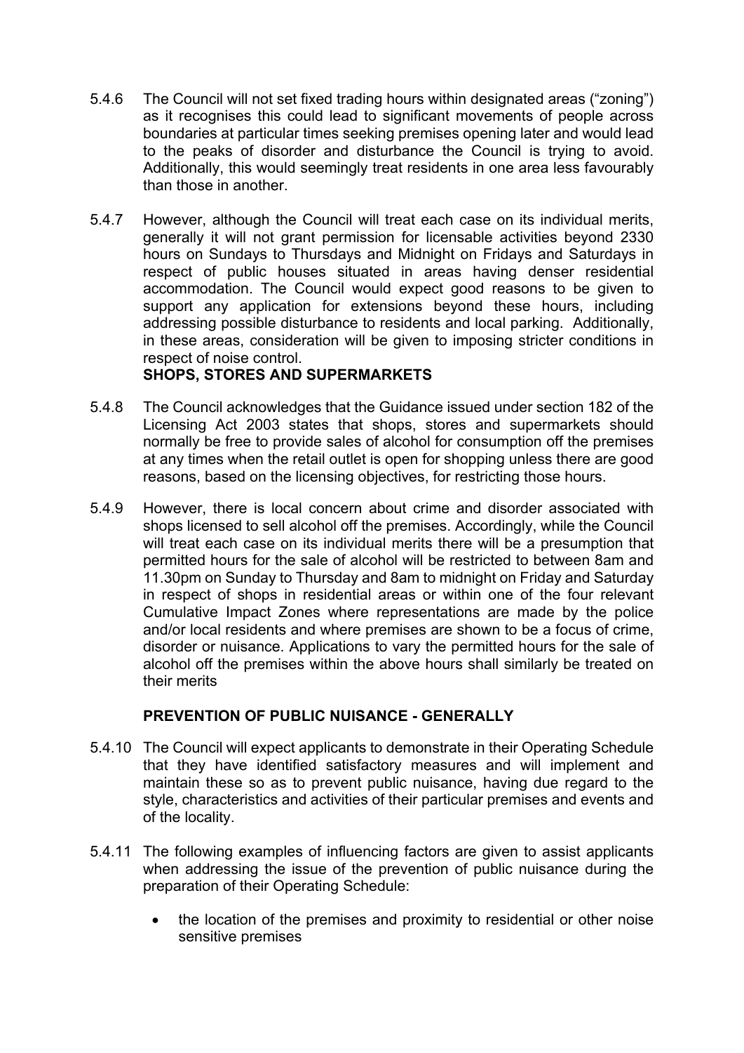5.4.6 The Council will not set fixed trading hours within designated areas ("zoning") as it recognises this could lead to significant movements of people across boundaries at particular times seeking premises opening later and would lead to the peaks of disorder and disturbance the Council is trying to avoid. Additionally, this would seemingly treat residents in one area less favourably than those in another.

5.4.7 However, although the Council will treat each case on its individual merits, generally it will not grant permission for licensable activities beyond 2330 hours on Sundays to Thursdays and Midnight on Fridays and Saturdays in respect of public houses situated in areas having denser residential accommodation. The Council would expect good reasons to be given to support any application for extensions beyond these hours, including addressing possible disturbance to residents and local parking. Additionally, in these areas, consideration will be given to imposing stricter conditions in respect of noise control.

**SHOPS, STORES AND SUPERMARKETS**

5.4.8 The Council acknowledges that the Guidance issued under section 182 of the Licensing Act 2003 states that shops, stores and supermarkets should normally be free to provide sales of alcohol for consumption off the premises at any times when the retail outlet is open for shopping unless there are good reasons, based on the licensing objectives, for restricting those hours.

5.4.9 However, there is local concern about crime and disorder associated with shops licensed to sell alcohol off the premises. Accordingly, while the Council will treat each case on its individual merits there will be a presumption that permitted hours for the sale of alcohol will be restricted to between 8am and 11.30pm on Sunday to Thursday and 8am to midnight on Friday and Saturday in respect of shops in residential areas or within one of the four relevant Cumulative Impact Zones where representations are made by the police and/or local residents and where premises are shown to be a focus of crime, disorder or nuisance. Applications to vary the permitted hours for the sale of alcohol off the premises within the above hours shall similarly be treated on their merits

**PREVENTION OF PUBLIC NUISANCE - GENERALLY**

5.4.10 The Council will expect applicants to demonstrate in their Operating Schedule that they have identified satisfactory measures and will implement and maintain these so as to prevent public nuisance, having due regard to the style, characteristics and activities of their particular premises and events and of the locality.

5.4.11 The following examples of influencing factors are given to assist applicants when addressing the issue of the prevention of public nuisance during the preparation of their Operating Schedule:

- the location of the premises and proximity to residential or other noise sensitive premises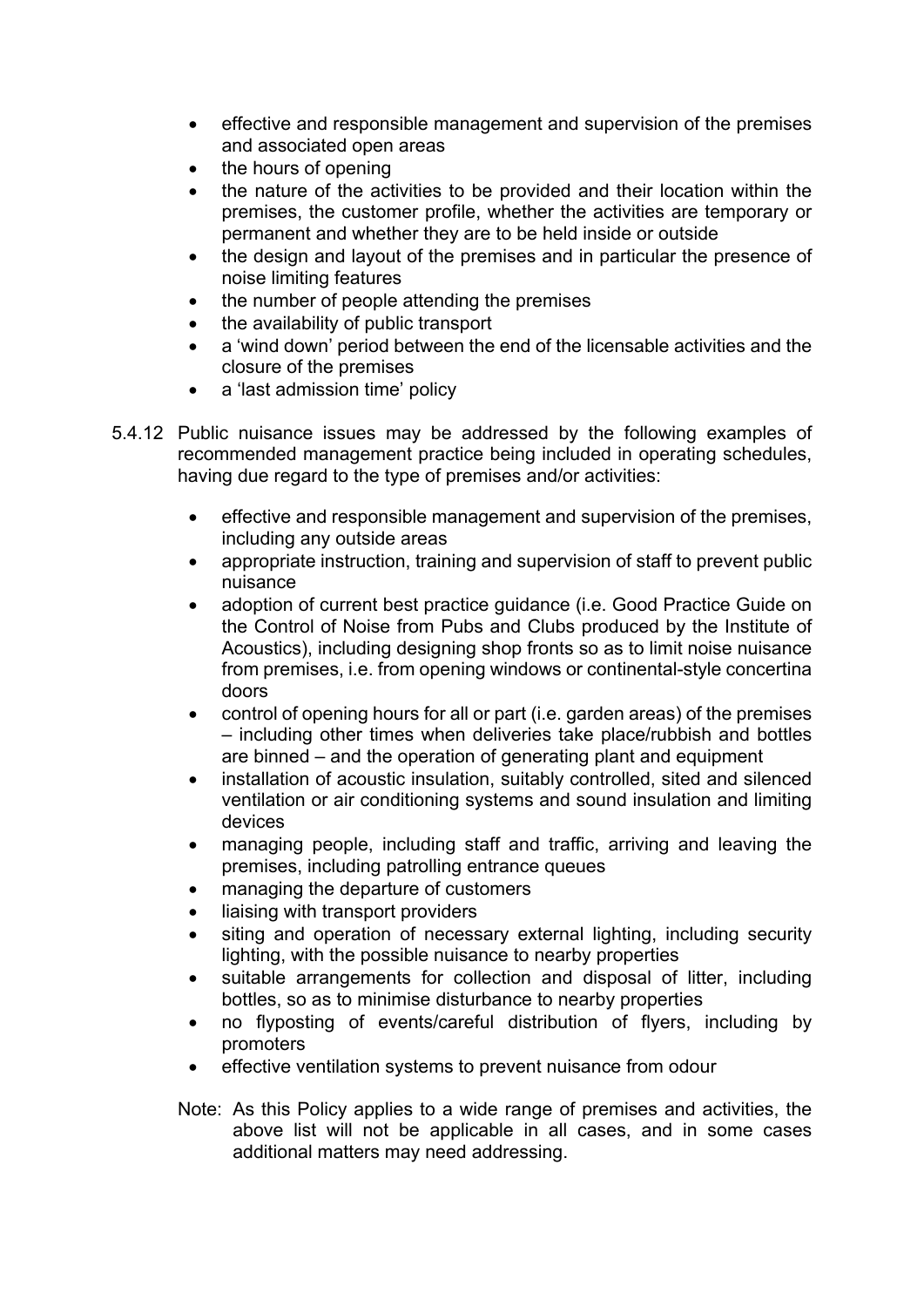- effective and responsible management and supervision of the premises and associated open areas
- the hours of opening
- the nature of the activities to be provided and their location within the premises, the customer profile, whether the activities are temporary or permanent and whether they are to be held inside or outside
- the design and layout of the premises and in particular the presence of noise limiting features
- the number of people attending the premises
- the availability of public transport
- a 'wind down' period between the end of the licensable activities and the closure of the premises
- a 'last admission time' policy

5.4.12 Public nuisance issues may be addressed by the following examples of recommended management practice being included in operating schedules, having due regard to the type of premises and/or activities:

- effective and responsible management and supervision of the premises, including any outside areas
- appropriate instruction, training and supervision of staff to prevent public nuisance
- adoption of current best practice guidance (i.e. Good Practice Guide on the Control of Noise from Pubs and Clubs produced by the Institute of Acoustics), including designing shop fronts so as to limit noise nuisance from premises, i.e. from opening windows or continental-style concertina doors
- control of opening hours for all or part (i.e. garden areas) of the premises – including other times when deliveries take place/rubbish and bottles are binned – and the operation of generating plant and equipment
- installation of acoustic insulation, suitably controlled, sited and silenced ventilation or air conditioning systems and sound insulation and limiting devices
- managing people, including staff and traffic, arriving and leaving the premises, including patrolling entrance queues
- managing the departure of customers
- liaising with transport providers
- siting and operation of necessary external lighting, including security lighting, with the possible nuisance to nearby properties
- suitable arrangements for collection and disposal of litter, including bottles, so as to minimise disturbance to nearby properties
- no flyposting of events/careful distribution of flyers, including by promoters
- effective ventilation systems to prevent nuisance from odour

Note: As this Policy applies to a wide range of premises and activities, the above list will not be applicable in all cases, and in some cases additional matters may need addressing.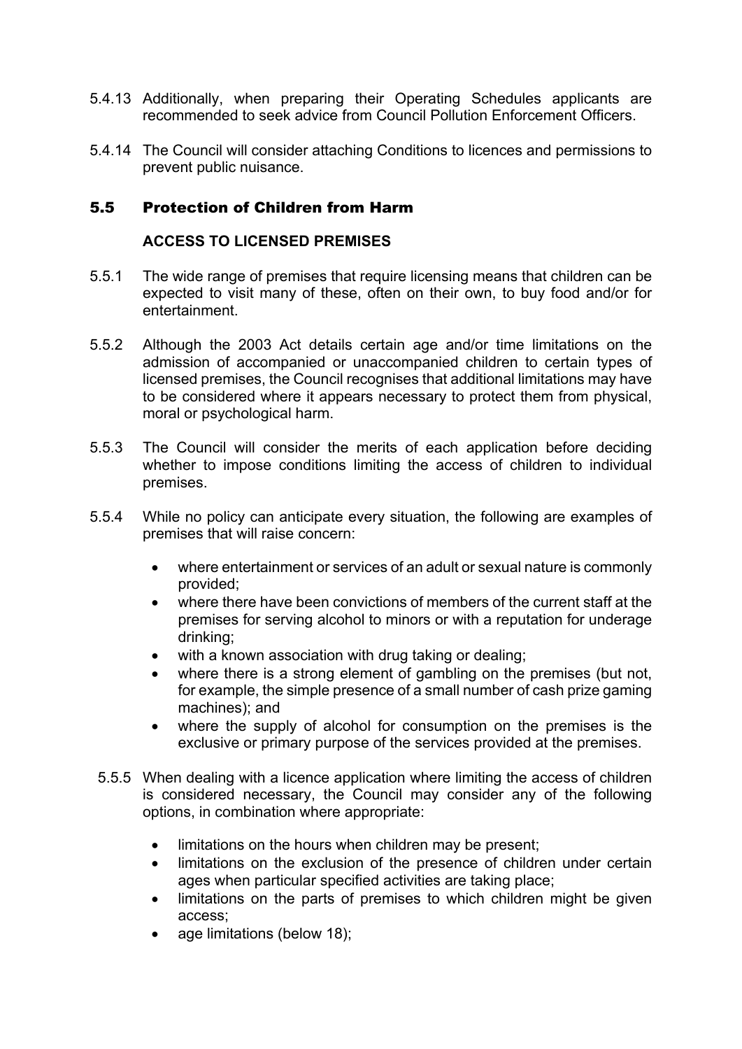5.4.13 Additionally, when preparing their Operating Schedules applicants are recommended to seek advice from Council Pollution Enforcement Officers.

5.4.14 The Council will consider attaching Conditions to licences and permissions to prevent public nuisance.

## 5.5 Protection of Children from Harm

**ACCESS TO LICENSED PREMISES**

5.5.1 The wide range of premises that require licensing means that children can be expected to visit many of these, often on their own, to buy food and/or for entertainment.

5.5.2 Although the 2003 Act details certain age and/or time limitations on the admission of accompanied or unaccompanied children to certain types of licensed premises, the Council recognises that additional limitations may have to be considered where it appears necessary to protect them from physical, moral or psychological harm.

5.5.3 The Council will consider the merits of each application before deciding whether to impose conditions limiting the access of children to individual premises.

5.5.4 While no policy can anticipate every situation, the following are examples of premises that will raise concern:

- where entertainment or services of an adult or sexual nature is commonly provided;
- where there have been convictions of members of the current staff at the premises for serving alcohol to minors or with a reputation for underage drinking;
- with a known association with drug taking or dealing;
- where there is a strong element of gambling on the premises (but not, for example, the simple presence of a small number of cash prize gaming machines); and
- where the supply of alcohol for consumption on the premises is the exclusive or primary purpose of the services provided at the premises.

5.5.5 When dealing with a licence application where limiting the access of children is considered necessary, the Council may consider any of the following options, in combination where appropriate:

- limitations on the hours when children may be present;
- limitations on the exclusion of the presence of children under certain ages when particular specified activities are taking place;
- limitations on the parts of premises to which children might be given access;
- age limitations (below 18);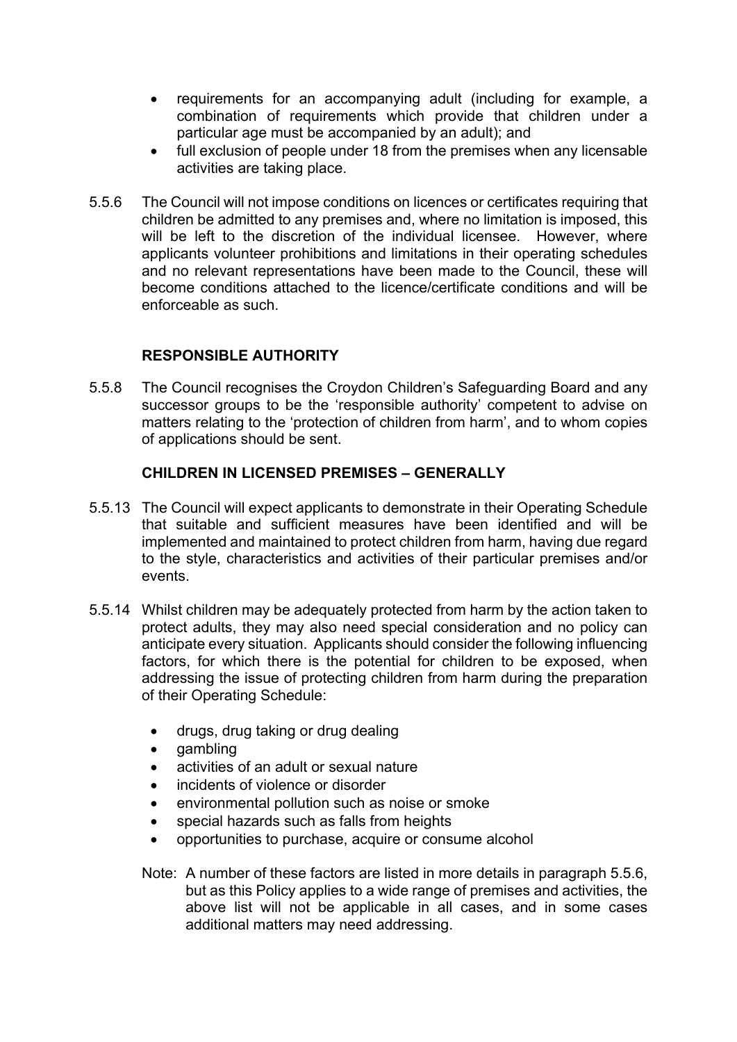- requirements for an accompanying adult (including for example, a combination of requirements which provide that children under a particular age must be accompanied by an adult); and
- full exclusion of people under 18 from the premises when any licensable activities are taking place.

5.5.6 The Council will not impose conditions on licences or certificates requiring that children be admitted to any premises and, where no limitation is imposed, this will be left to the discretion of the individual licensee. However, where applicants volunteer prohibitions and limitations in their operating schedules and no relevant representations have been made to the Council, these will become conditions attached to the licence/certificate conditions and will be enforceable as such.

**RESPONSIBLE AUTHORITY**

5.5.8 The Council recognises the Croydon Children's Safeguarding Board and any successor groups to be the 'responsible authority' competent to advise on matters relating to the 'protection of children from harm', and to whom copies of applications should be sent.

**CHILDREN IN LICENSED PREMISES – GENERALLY**

5.5.13 The Council will expect applicants to demonstrate in their Operating Schedule that suitable and sufficient measures have been identified and will be implemented and maintained to protect children from harm, having due regard to the style, characteristics and activities of their particular premises and/or events.

5.5.14 Whilst children may be adequately protected from harm by the action taken to protect adults, they may also need special consideration and no policy can anticipate every situation. Applicants should consider the following influencing factors, for which there is the potential for children to be exposed, when addressing the issue of protecting children from harm during the preparation of their Operating Schedule:

- drugs, drug taking or drug dealing
- gambling
- activities of an adult or sexual nature
- incidents of violence or disorder
- environmental pollution such as noise or smoke
- special hazards such as falls from heights
- opportunities to purchase, acquire or consume alcohol

Note: A number of these factors are listed in more details in paragraph 5.5.6, but as this Policy applies to a wide range of premises and activities, the above list will not be applicable in all cases, and in some cases additional matters may need addressing.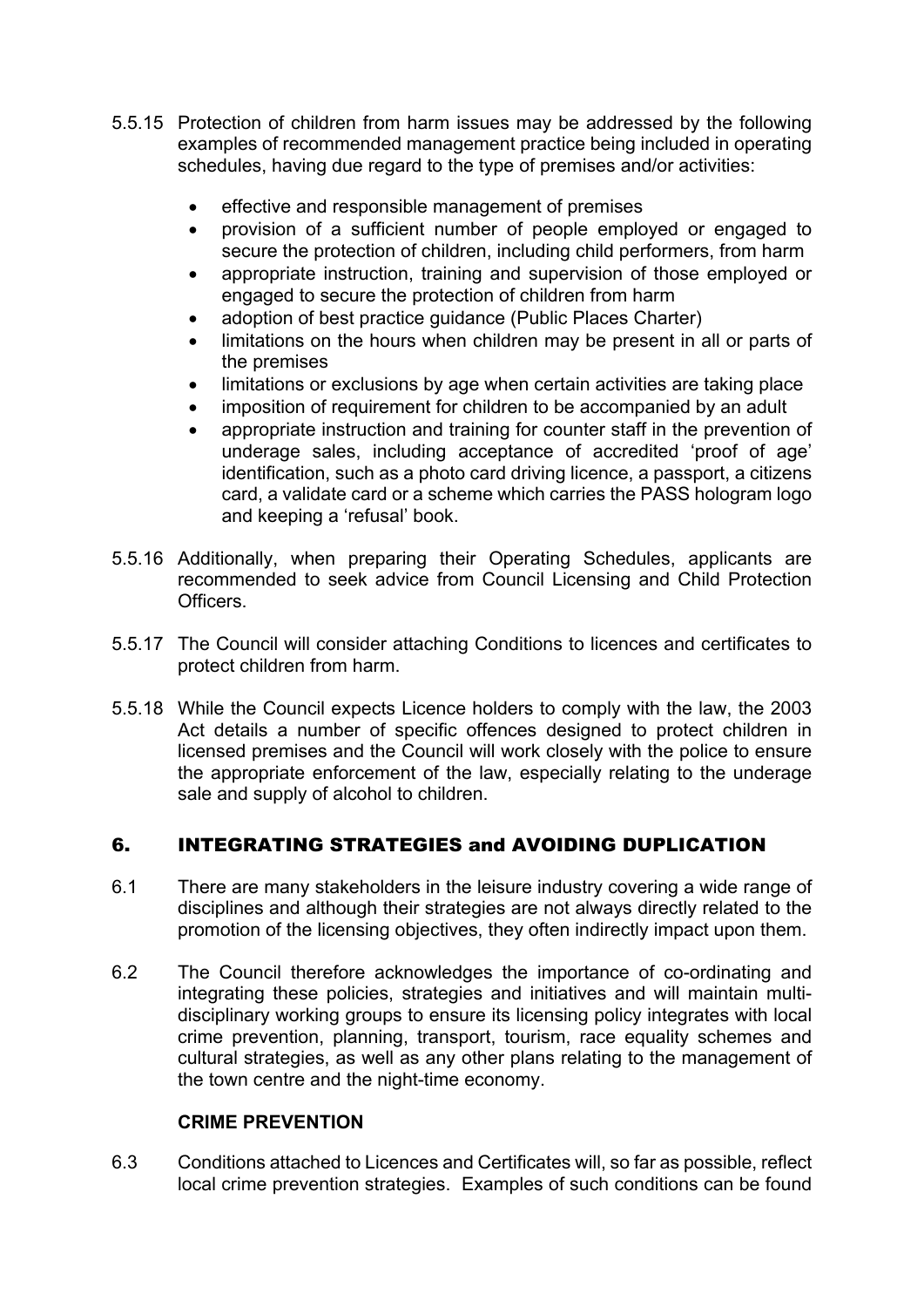5.5.15 Protection of children from harm issues may be addressed by the following examples of recommended management practice being included in operating schedules, having due regard to the type of premises and/or activities:

- effective and responsible management of premises
- provision of a sufficient number of people employed or engaged to secure the protection of children, including child performers, from harm
- appropriate instruction, training and supervision of those employed or engaged to secure the protection of children from harm
- adoption of best practice guidance (Public Places Charter)
- limitations on the hours when children may be present in all or parts of the premises
- limitations or exclusions by age when certain activities are taking place
- imposition of requirement for children to be accompanied by an adult
- appropriate instruction and training for counter staff in the prevention of underage sales, including acceptance of accredited 'proof of age' identification, such as a photo card driving licence, a passport, a citizens card, a validate card or a scheme which carries the PASS hologram logo and keeping a 'refusal' book.

5.5.16 Additionally, when preparing their Operating Schedules, applicants are recommended to seek advice from Council Licensing and Child Protection Officers.

5.5.17 The Council will consider attaching Conditions to licences and certificates to protect children from harm.

5.5.18 While the Council expects Licence holders to comply with the law, the 2003 Act details a number of specific offences designed to protect children in licensed premises and the Council will work closely with the police to ensure the appropriate enforcement of the law, especially relating to the underage sale and supply of alcohol to children.

## 6. INTEGRATING STRATEGIES and AVOIDING DUPLICATION

6.1 There are many stakeholders in the leisure industry covering a wide range of disciplines and although their strategies are not always directly related to the promotion of the licensing objectives, they often indirectly impact upon them.

6.2 The Council therefore acknowledges the importance of co-ordinating and integrating these policies, strategies and initiatives and will maintain multi-disciplinary working groups to ensure its licensing policy integrates with local crime prevention, planning, transport, tourism, race equality schemes and cultural strategies, as well as any other plans relating to the management of the town centre and the night-time economy.

**CRIME PREVENTION**

6.3 Conditions attached to Licences and Certificates will, so far as possible, reflect local crime prevention strategies. Examples of such conditions can be found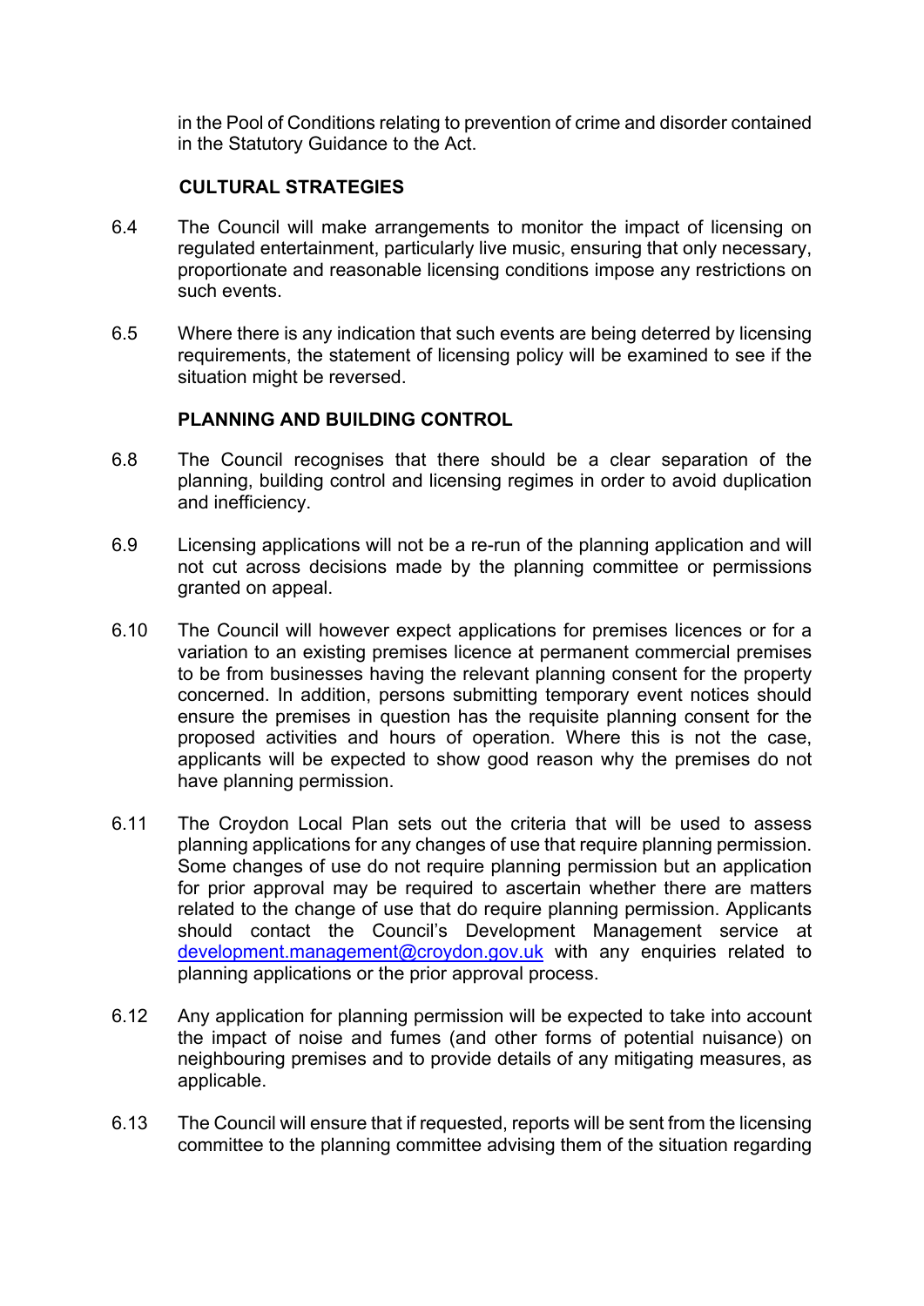in the Pool of Conditions relating to prevention of crime and disorder contained in the Statutory Guidance to the Act.

**CULTURAL STRATEGIES**

6.4 The Council will make arrangements to monitor the impact of licensing on regulated entertainment, particularly live music, ensuring that only necessary, proportionate and reasonable licensing conditions impose any restrictions on such events.

6.5 Where there is any indication that such events are being deterred by licensing requirements, the statement of licensing policy will be examined to see if the situation might be reversed.

**PLANNING AND BUILDING CONTROL**

6.8 The Council recognises that there should be a clear separation of the planning, building control and licensing regimes in order to avoid duplication and inefficiency.

6.9 Licensing applications will not be a re-run of the planning application and will not cut across decisions made by the planning committee or permissions granted on appeal.

6.10 The Council will however expect applications for premises licences or for a variation to an existing premises licence at permanent commercial premises to be from businesses having the relevant planning consent for the property concerned. In addition, persons submitting temporary event notices should ensure the premises in question has the requisite planning consent for the proposed activities and hours of operation. Where this is not the case, applicants will be expected to show good reason why the premises do not have planning permission.

6.11 The Croydon Local Plan sets out the criteria that will be used to assess planning applications for any changes of use that require planning permission. Some changes of use do not require planning permission but an application for prior approval may be required to ascertain whether there are matters related to the change of use that do require planning permission. Applicants should contact the Council's Development Management service at development.management@croydon.gov.uk with any enquiries related to planning applications or the prior approval process.

6.12 Any application for planning permission will be expected to take into account the impact of noise and fumes (and other forms of potential nuisance) on neighbouring premises and to provide details of any mitigating measures, as applicable.

6.13 The Council will ensure that if requested, reports will be sent from the licensing committee to the planning committee advising them of the situation regarding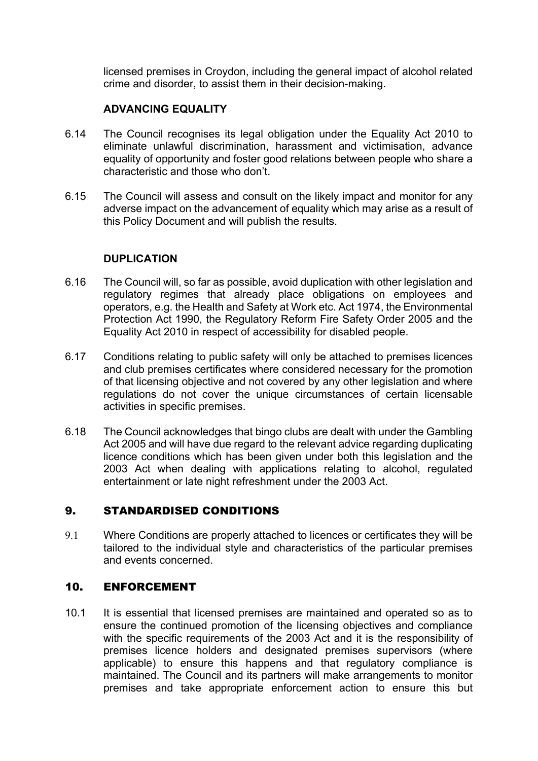licensed premises in Croydon, including the general impact of alcohol related crime and disorder, to assist them in their decision-making.

**ADVANCING EQUALITY**

6.14 The Council recognises its legal obligation under the Equality Act 2010 to eliminate unlawful discrimination, harassment and victimisation, advance equality of opportunity and foster good relations between people who share a characteristic and those who don't.

6.15 The Council will assess and consult on the likely impact and monitor for any adverse impact on the advancement of equality which may arise as a result of this Policy Document and will publish the results.

**DUPLICATION**

6.16 The Council will, so far as possible, avoid duplication with other legislation and regulatory regimes that already place obligations on employees and operators, e.g. the Health and Safety at Work etc. Act 1974, the Environmental Protection Act 1990, the Regulatory Reform Fire Safety Order 2005 and the Equality Act 2010 in respect of accessibility for disabled people.

6.17 Conditions relating to public safety will only be attached to premises licences and club premises certificates where considered necessary for the promotion of that licensing objective and not covered by any other legislation and where regulations do not cover the unique circumstances of certain licensable activities in specific premises.

6.18 The Council acknowledges that bingo clubs are dealt with under the Gambling Act 2005 and will have due regard to the relevant advice regarding duplicating licence conditions which has been given under both this legislation and the 2003 Act when dealing with applications relating to alcohol, regulated entertainment or late night refreshment under the 2003 Act.

## 9. STANDARDISED CONDITIONS

9.1 Where Conditions are properly attached to licences or certificates they will be tailored to the individual style and characteristics of the particular premises and events concerned.

## 10. ENFORCEMENT

10.1 It is essential that licensed premises are maintained and operated so as to ensure the continued promotion of the licensing objectives and compliance with the specific requirements of the 2003 Act and it is the responsibility of premises licence holders and designated premises supervisors (where applicable) to ensure this happens and that regulatory compliance is maintained. The Council and its partners will make arrangements to monitor premises and take appropriate enforcement action to ensure this but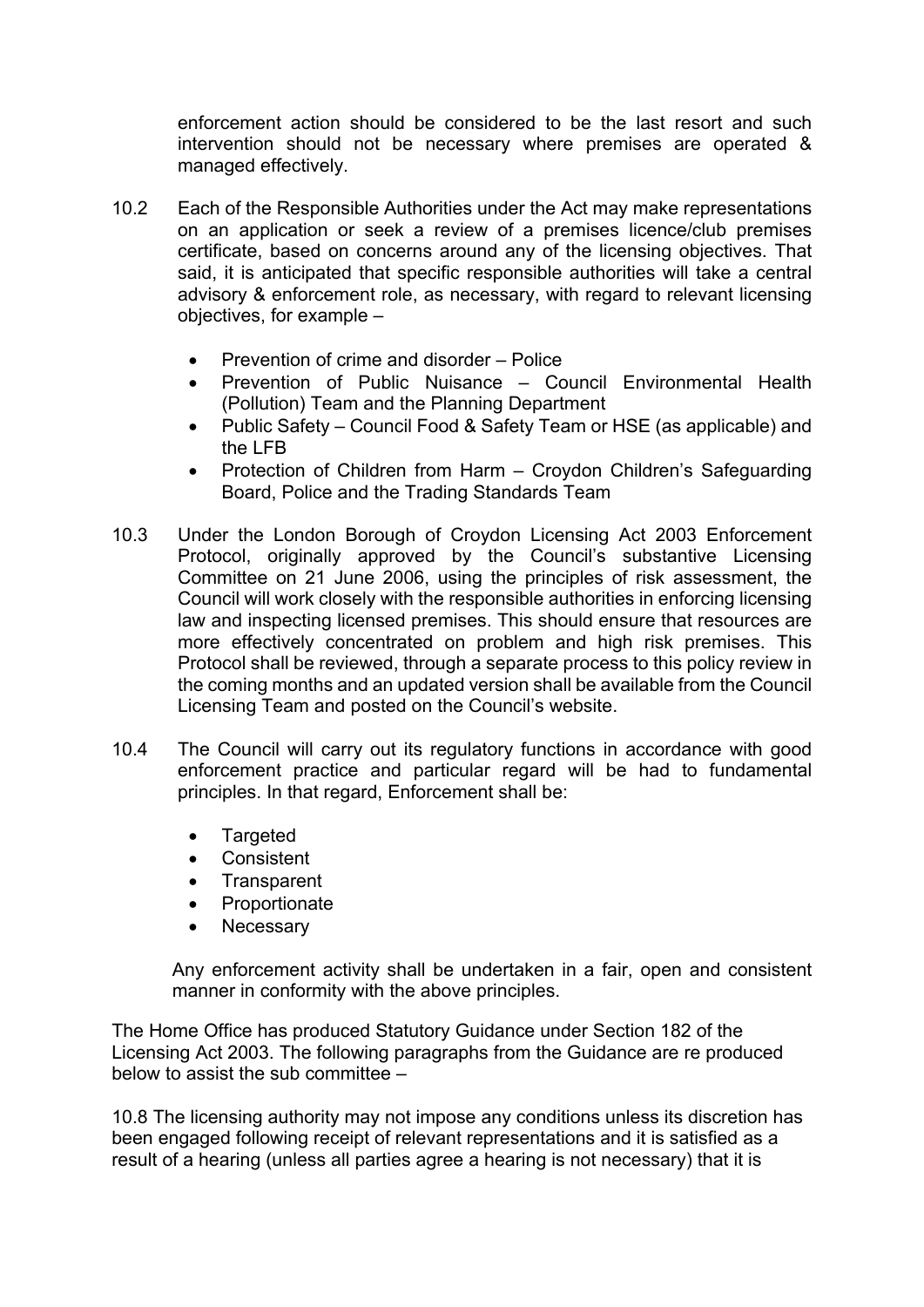enforcement action should be considered to be the last resort and such intervention should not be necessary where premises are operated & managed effectively.

10.2 Each of the Responsible Authorities under the Act may make representations on an application or seek a review of a premises licence/club premises certificate, based on concerns around any of the licensing objectives. That said, it is anticipated that specific responsible authorities will take a central advisory & enforcement role, as necessary, with regard to relevant licensing objectives, for example –

- Prevention of crime and disorder – Police
- Prevention of Public Nuisance – Council Environmental Health (Pollution) Team and the Planning Department
- Public Safety – Council Food & Safety Team or HSE (as applicable) and the LFB
- Protection of Children from Harm – Croydon Children's Safeguarding Board, Police and the Trading Standards Team

10.3 Under the London Borough of Croydon Licensing Act 2003 Enforcement Protocol, originally approved by the Council's substantive Licensing Committee on 21 June 2006, using the principles of risk assessment, the Council will work closely with the responsible authorities in enforcing licensing law and inspecting licensed premises. This should ensure that resources are more effectively concentrated on problem and high risk premises. This Protocol shall be reviewed, through a separate process to this policy review in the coming months and an updated version shall be available from the Council Licensing Team and posted on the Council's website.

10.4 The Council will carry out its regulatory functions in accordance with good enforcement practice and particular regard will be had to fundamental principles. In that regard, Enforcement shall be:

- Targeted
- Consistent
- Transparent
- Proportionate
- Necessary

Any enforcement activity shall be undertaken in a fair, open and consistent manner in conformity with the above principles.

The Home Office has produced Statutory Guidance under Section 182 of the Licensing Act 2003. The following paragraphs from the Guidance are re produced below to assist the sub committee –

10.8 The licensing authority may not impose any conditions unless its discretion has been engaged following receipt of relevant representations and it is satisfied as a result of a hearing (unless all parties agree a hearing is not necessary) that it is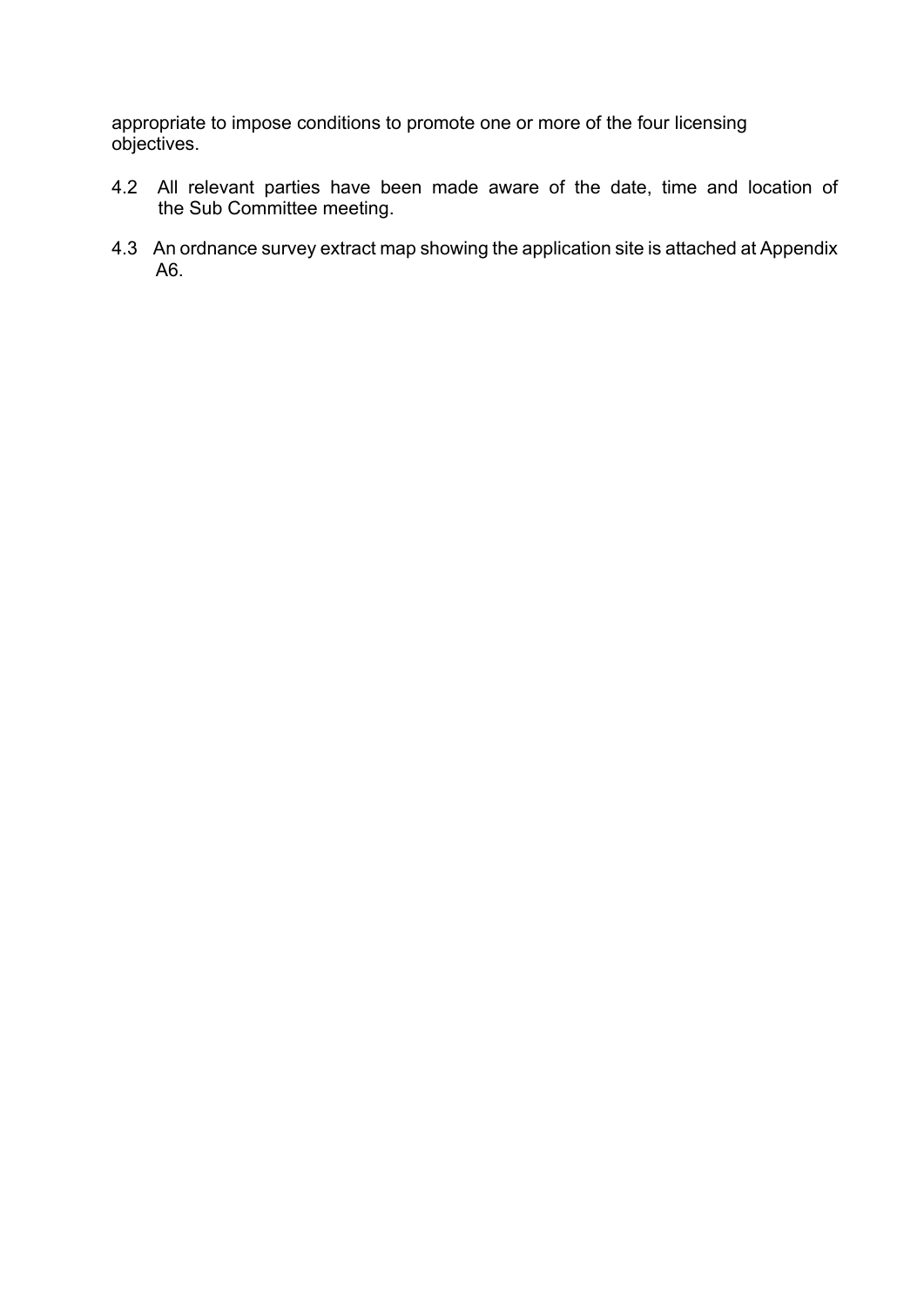appropriate to impose conditions to promote one or more of the four licensing objectives.

4.2 All relevant parties have been made aware of the date, time and location of the Sub Committee meeting.

4.3 An ordnance survey extract map showing the application site is attached at Appendix A6.